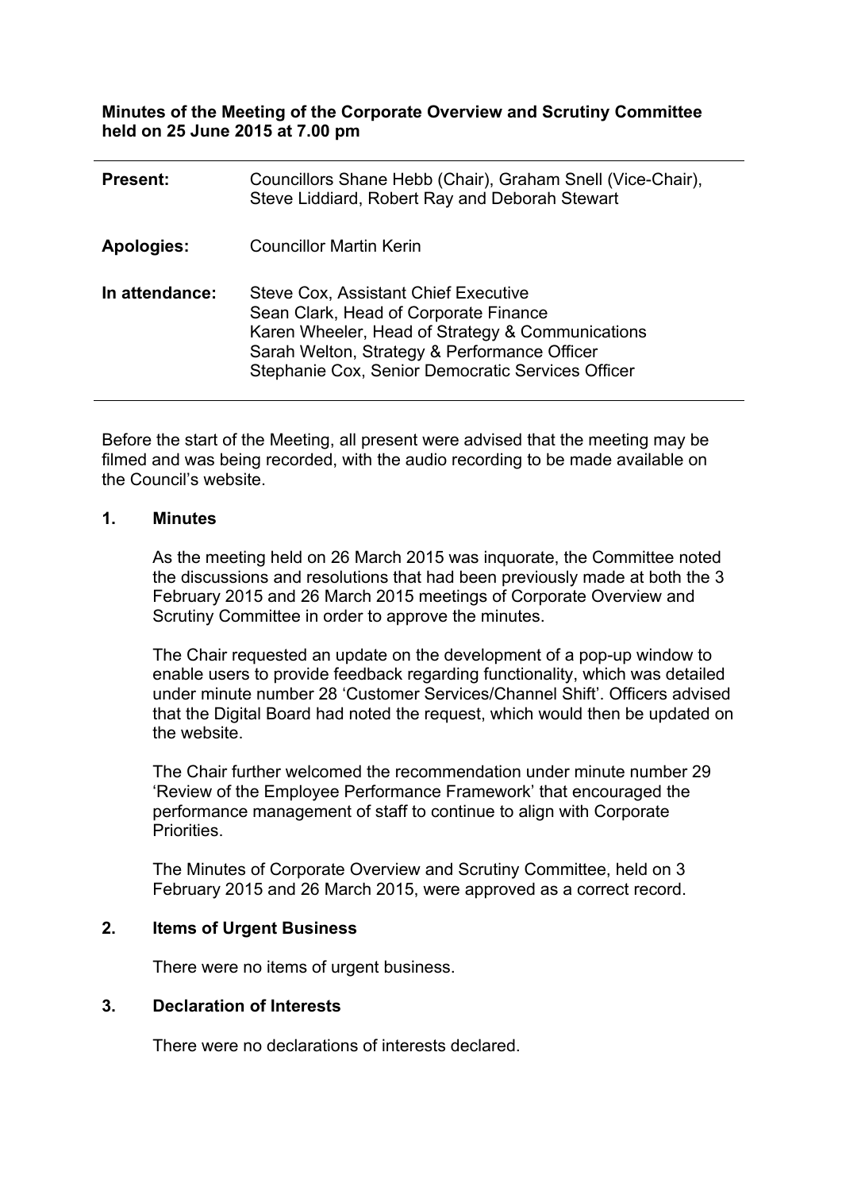**Minutes of the Meeting of the Corporate Overview and Scrutiny Committee held on 25 June 2015 at 7.00 pm**

| | |
|---|---|
| **Present:** | Councillors Shane Hebb (Chair), Graham Snell (Vice-Chair), Steve Liddiard, Robert Ray and Deborah Stewart |
| **Apologies:** | Councillor Martin Kerin |
| **In attendance:** | Steve Cox, Assistant Chief Executive<br>Sean Clark, Head of Corporate Finance<br>Karen Wheeler, Head of Strategy & Communications<br>Sarah Welton, Strategy & Performance Officer<br>Stephanie Cox, Senior Democratic Services Officer |

Before the start of the Meeting, all present were advised that the meeting may be filmed and was being recorded, with the audio recording to be made available on the Council's website.

## 1. Minutes

As the meeting held on 26 March 2015 was inquorate, the Committee noted the discussions and resolutions that had been previously made at both the 3 February 2015 and 26 March 2015 meetings of Corporate Overview and Scrutiny Committee in order to approve the minutes.

The Chair requested an update on the development of a pop-up window to enable users to provide feedback regarding functionality, which was detailed under minute number 28 'Customer Services/Channel Shift'. Officers advised that the Digital Board had noted the request, which would then be updated on the website.

The Chair further welcomed the recommendation under minute number 29 'Review of the Employee Performance Framework' that encouraged the performance management of staff to continue to align with Corporate Priorities.

The Minutes of Corporate Overview and Scrutiny Committee, held on 3 February 2015 and 26 March 2015, were approved as a correct record.

## 2. Items of Urgent Business

There were no items of urgent business.

## 3. Declaration of Interests

There were no declarations of interests declared.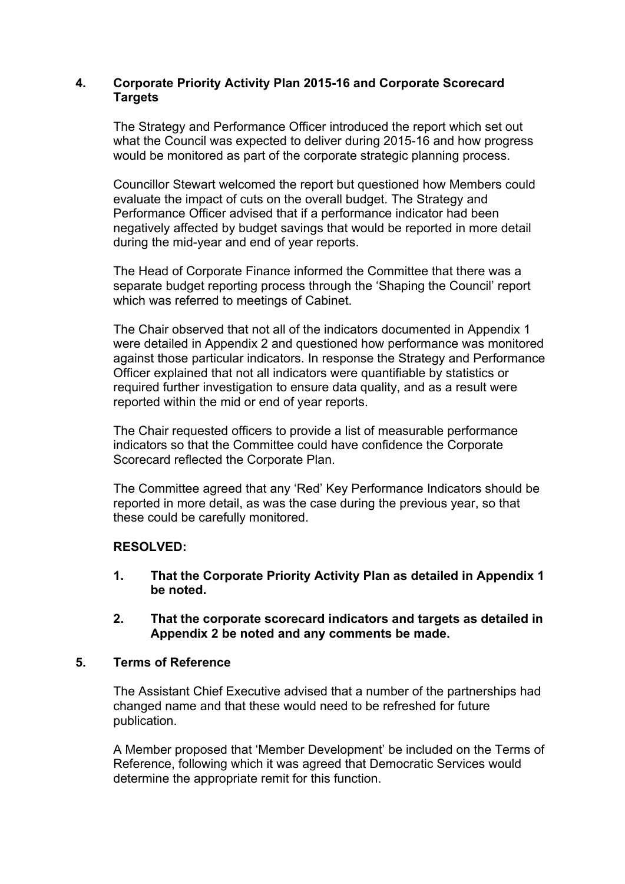## 4. Corporate Priority Activity Plan 2015-16 and Corporate Scorecard Targets

The Strategy and Performance Officer introduced the report which set out what the Council was expected to deliver during 2015-16 and how progress would be monitored as part of the corporate strategic planning process.

Councillor Stewart welcomed the report but questioned how Members could evaluate the impact of cuts on the overall budget. The Strategy and Performance Officer advised that if a performance indicator had been negatively affected by budget savings that would be reported in more detail during the mid-year and end of year reports.

The Head of Corporate Finance informed the Committee that there was a separate budget reporting process through the 'Shaping the Council' report which was referred to meetings of Cabinet.

The Chair observed that not all of the indicators documented in Appendix 1 were detailed in Appendix 2 and questioned how performance was monitored against those particular indicators. In response the Strategy and Performance Officer explained that not all indicators were quantifiable by statistics or required further investigation to ensure data quality, and as a result were reported within the mid or end of year reports.

The Chair requested officers to provide a list of measurable performance indicators so that the Committee could have confidence the Corporate Scorecard reflected the Corporate Plan.

The Committee agreed that any 'Red' Key Performance Indicators should be reported in more detail, as was the case during the previous year, so that these could be carefully monitored.

**RESOLVED:**

1. **That the Corporate Priority Activity Plan as detailed in Appendix 1 be noted.**

2. **That the corporate scorecard indicators and targets as detailed in Appendix 2 be noted and any comments be made.**

## 5. Terms of Reference

The Assistant Chief Executive advised that a number of the partnerships had changed name and that these would need to be refreshed for future publication.

A Member proposed that 'Member Development' be included on the Terms of Reference, following which it was agreed that Democratic Services would determine the appropriate remit for this function.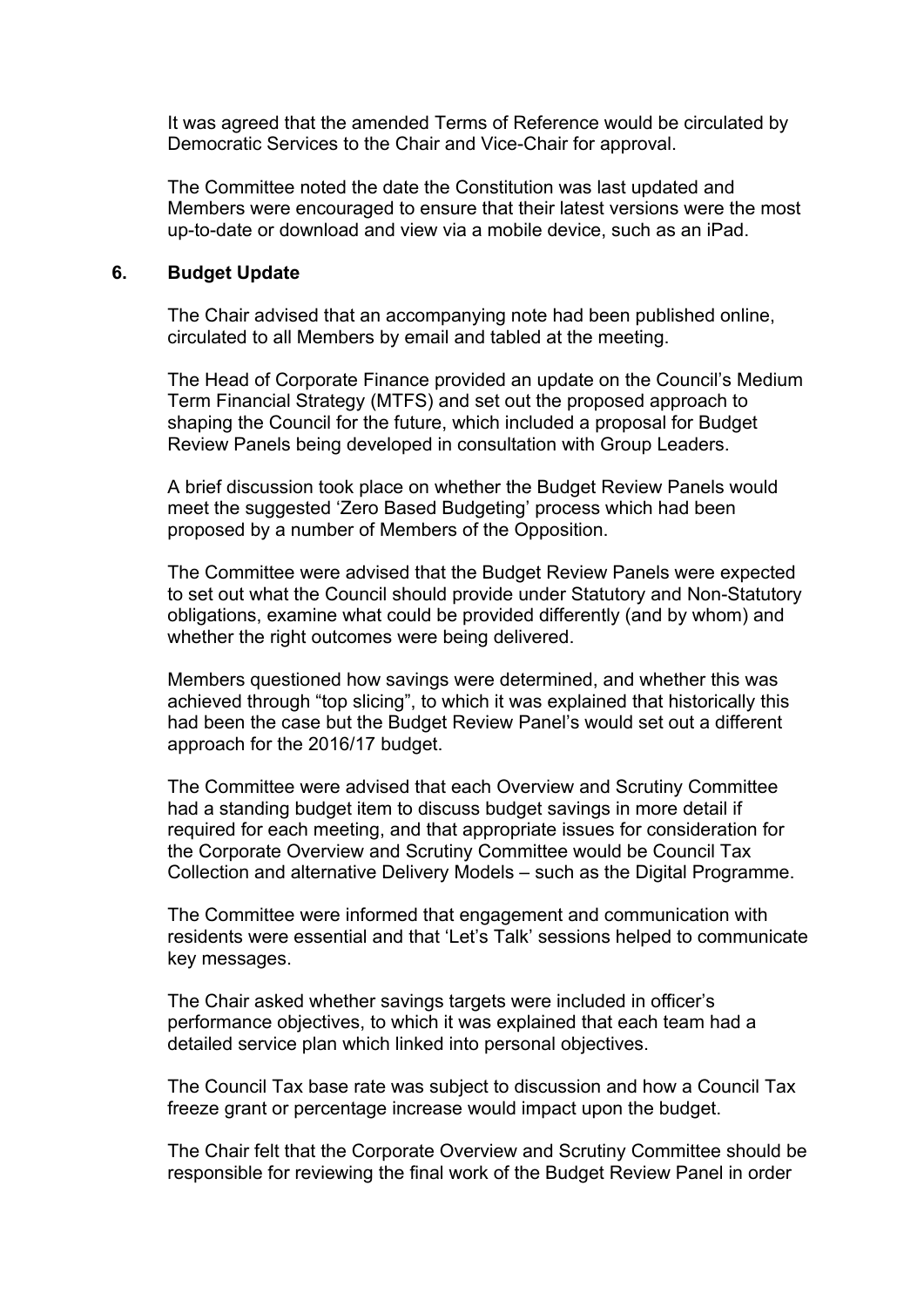It was agreed that the amended Terms of Reference would be circulated by Democratic Services to the Chair and Vice-Chair for approval.

The Committee noted the date the Constitution was last updated and Members were encouraged to ensure that their latest versions were the most up-to-date or download and view via a mobile device, such as an iPad.

## 6. Budget Update

The Chair advised that an accompanying note had been published online, circulated to all Members by email and tabled at the meeting.

The Head of Corporate Finance provided an update on the Council's Medium Term Financial Strategy (MTFS) and set out the proposed approach to shaping the Council for the future, which included a proposal for Budget Review Panels being developed in consultation with Group Leaders.

A brief discussion took place on whether the Budget Review Panels would meet the suggested 'Zero Based Budgeting' process which had been proposed by a number of Members of the Opposition.

The Committee were advised that the Budget Review Panels were expected to set out what the Council should provide under Statutory and Non-Statutory obligations, examine what could be provided differently (and by whom) and whether the right outcomes were being delivered.

Members questioned how savings were determined, and whether this was achieved through "top slicing", to which it was explained that historically this had been the case but the Budget Review Panel's would set out a different approach for the 2016/17 budget.

The Committee were advised that each Overview and Scrutiny Committee had a standing budget item to discuss budget savings in more detail if required for each meeting, and that appropriate issues for consideration for the Corporate Overview and Scrutiny Committee would be Council Tax Collection and alternative Delivery Models – such as the Digital Programme.

The Committee were informed that engagement and communication with residents were essential and that 'Let's Talk' sessions helped to communicate key messages.

The Chair asked whether savings targets were included in officer's performance objectives, to which it was explained that each team had a detailed service plan which linked into personal objectives.

The Council Tax base rate was subject to discussion and how a Council Tax freeze grant or percentage increase would impact upon the budget.

The Chair felt that the Corporate Overview and Scrutiny Committee should be responsible for reviewing the final work of the Budget Review Panel in order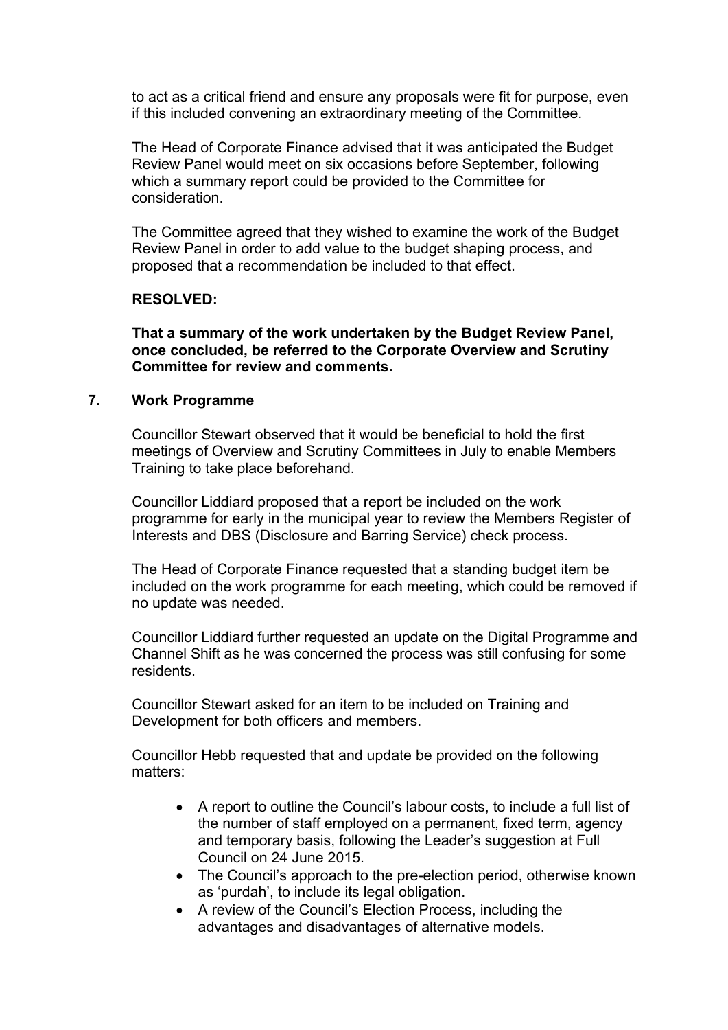to act as a critical friend and ensure any proposals were fit for purpose, even if this included convening an extraordinary meeting of the Committee.

The Head of Corporate Finance advised that it was anticipated the Budget Review Panel would meet on six occasions before September, following which a summary report could be provided to the Committee for consideration.

The Committee agreed that they wished to examine the work of the Budget Review Panel in order to add value to the budget shaping process, and proposed that a recommendation be included to that effect.

**RESOLVED:**

**That a summary of the work undertaken by the Budget Review Panel, once concluded, be referred to the Corporate Overview and Scrutiny Committee for review and comments.**

## 7. Work Programme

Councillor Stewart observed that it would be beneficial to hold the first meetings of Overview and Scrutiny Committees in July to enable Members Training to take place beforehand.

Councillor Liddiard proposed that a report be included on the work programme for early in the municipal year to review the Members Register of Interests and DBS (Disclosure and Barring Service) check process.

The Head of Corporate Finance requested that a standing budget item be included on the work programme for each meeting, which could be removed if no update was needed.

Councillor Liddiard further requested an update on the Digital Programme and Channel Shift as he was concerned the process was still confusing for some residents.

Councillor Stewart asked for an item to be included on Training and Development for both officers and members.

Councillor Hebb requested that and update be provided on the following matters:

- A report to outline the Council's labour costs, to include a full list of the number of staff employed on a permanent, fixed term, agency and temporary basis, following the Leader's suggestion at Full Council on 24 June 2015.
- The Council's approach to the pre-election period, otherwise known as 'purdah', to include its legal obligation.
- A review of the Council's Election Process, including the advantages and disadvantages of alternative models.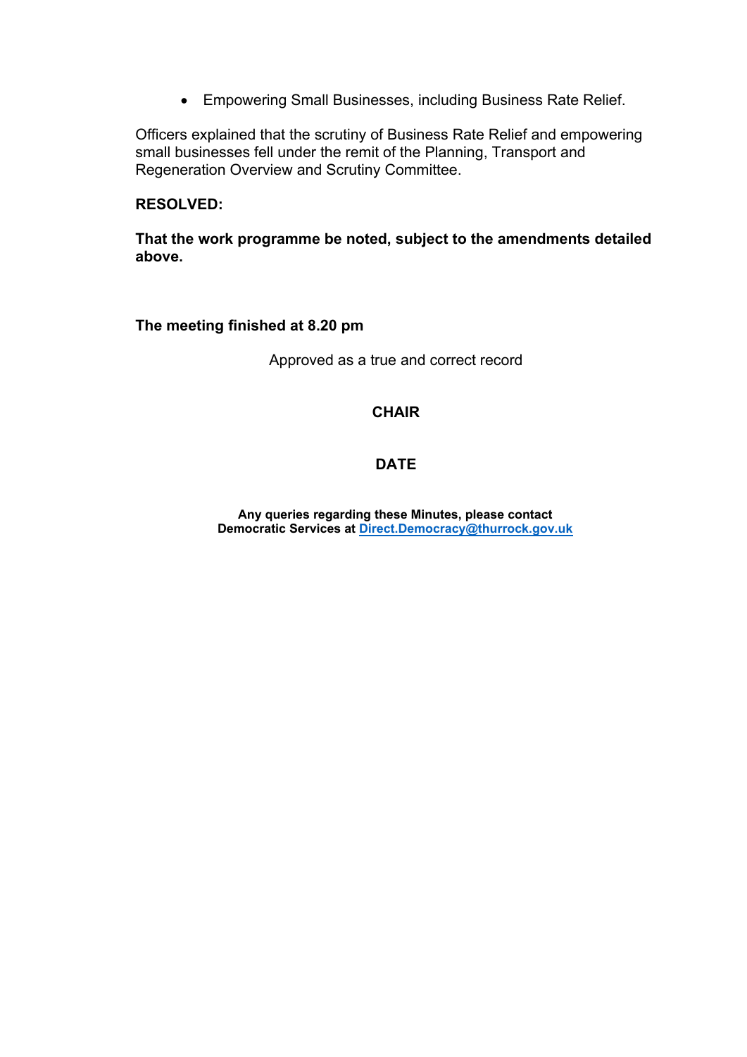- Empowering Small Businesses, including Business Rate Relief.

Officers explained that the scrutiny of Business Rate Relief and empowering small businesses fell under the remit of the Planning, Transport and Regeneration Overview and Scrutiny Committee.

**RESOLVED:**

**That the work programme be noted, subject to the amendments detailed above.**

**The meeting finished at 8.20 pm**

Approved as a true and correct record

**CHAIR**

**DATE**

**Any queries regarding these Minutes, please contact Democratic Services at [Direct.Democracy@thurrock.gov.uk](mailto:Direct.Democracy@thurrock.gov.uk)**